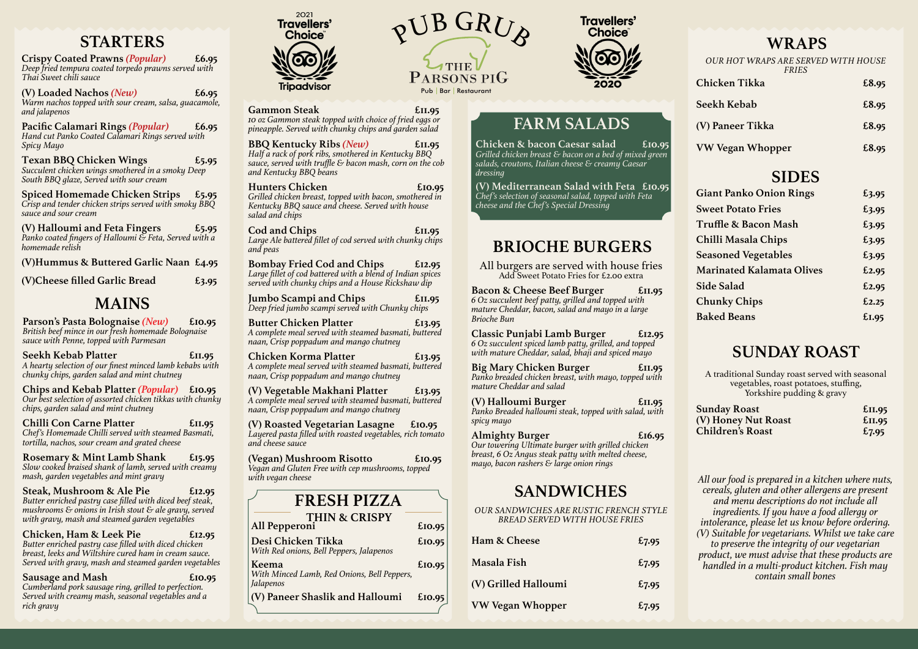# PUB GRUB

**THE PARSONS PIG**

Pub | Bar | Restaurant

2021 Travellers' Choice Tripadvisor

Travellers' Choice 2020

## STARTERS

**Crispy Coated Prawns** *(Popular)* £6.95
*Deep fried tempura coated torpedo prawns served with Thai Sweet chili sauce*

**(V) Loaded Nachos** *(New)* £6.95
*Warm nachos topped with sour cream, salsa, guacamole, and jalapenos*

**Pacific Calamari Rings** *(Popular)* £6.95
*Hand cut Panko Coated Calamari Rings served with Spicy Mayo*

**Texan BBQ Chicken Wings** £5.95
*Succulent chicken wings smothered in a smoky Deep South BBQ glaze, Served with sour cream*

**Spiced Homemade Chicken Strips** £5.95
*Crisp and tender chicken strips served with smoky BBQ sauce and sour cream*

**(V) Halloumi and Feta Fingers** £5.95
*Panko coated fingers of Halloumi & Feta, Served with a homemade relish*

**(V)Hummus & Buttered Garlic Naan** £4.95

**(V)Cheese filled Garlic Bread** £3.95

## MAINS

**Parson's Pasta Bolognaise** *(New)* £10.95
*British beef mince in our fresh homemade Bolognaise sauce with Penne, topped with Parmesan*

**Seekh Kebab Platter** £11.95
*A hearty selection of our finest minced lamb kebabs with chunky chips, garden salad and mint chutney*

**Chips and Kebab Platter** *(Popular)* £10.95
*Our best selection of assorted chicken tikkas with chunky chips, garden salad and mint chutney*

**Chilli Con Carne Platter** £11.95
*Chef's Homemade Chilli served with steamed Basmati, tortilla, nachos, sour cream and grated cheese*

**Rosemary & Mint Lamb Shank** £15.95
*Slow cooked braised shank of lamb, served with creamy mash, garden vegetables and mint gravy*

**Steak, Mushroom & Ale Pie** £12.95
*Butter enriched pastry case filled with diced beef steak, mushrooms & onions in Irish stout & ale gravy, served with gravy, mash and steamed garden vegetables*

**Chicken, Ham & Leek Pie** £12.95
*Butter enriched pastry case filled with diced chicken breast, leeks and Wiltshire cured ham in cream sauce. Served with gravy, mash and steamed garden vegetables*

**Sausage and Mash** £10.95
*Cumberland pork sausage ring, grilled to perfection. Served with creamy mash, seasonal vegetables and a rich gravy*

**Gammon Steak** £11.95
*10 oz Gammon steak topped with choice of fried eggs or pineapple. Served with chunky chips and garden salad*

**BBQ Kentucky Ribs** *(New)* £11.95
*Half a rack of pork ribs, smothered in Kentucky BBQ sauce, served with truffle & bacon mash, corn on the cob and Kentucky BBQ beans*

**Hunters Chicken** £10.95
*Grilled chicken breast, topped with bacon, smothered in Kentucky BBQ sauce and cheese. Served with house salad and chips*

**Cod and Chips** £11.95
*Large Ale battered fillet of cod served with chunky chips and peas*

**Bombay Fried Cod and Chips** £12.95
*Large fillet of cod battered with a blend of Indian spices served with chunky chips and a House Rickshaw dip*

**Jumbo Scampi and Chips** £11.95
*Deep fried jumbo scampi served with Chunky chips*

**Butter Chicken Platter** £13.95
*A complete meal served with steamed basmati, buttered naan, Crisp poppadum and mango chutney*

**Chicken Korma Platter** £13.95
*A complete meal served with steamed basmati, buttered naan, Crisp poppadum and mango chutney*

**(V) Vegetable Makhani Platter** £13.95
*A complete meal served with steamed basmati, buttered naan, Crisp poppadum and mango chutney*

**(V) Roasted Vegetarian Lasagne** £10.95
*Layered pasta filled with roasted vegetables, rich tomato and cheese sauce*

**(Vegan) Mushroom Risotto** £10.95
*Vegan and Gluten Free with cep mushrooms, topped with vegan cheese*

## FRESH PIZZA

### THIN & CRISPY

**All Pepperoni** £10.95

**Desi Chicken Tikka** £10.95
*With Red onions, Bell Peppers, Jalapenos*

**Keema** £10.95
*With Minced Lamb, Red Onions, Bell Peppers, Jalapenos*

**(V) Paneer Shaslik and Halloumi** £10.95

## FARM SALADS

**Chicken & bacon Caesar salad** £10.95
*Grilled chicken breast & bacon on a bed of mixed green salads, croutons, Italian cheese & creamy Caesar dressing*

**(V) Mediterranean Salad with Feta** £10.95
*Chef's selection of seasonal salad, topped with Feta cheese and the Chef's Special Dressing*

## BRIOCHE BURGERS

All burgers are served with house fries
Add Sweet Potato Fries for £2.00 extra

**Bacon & Cheese Beef Burger** £11.95
*6 Oz succulent beef patty, grilled and topped with mature Cheddar, bacon, salad and mayo in a large Brioche Bun*

**Classic Punjabi Lamb Burger** £12.95
*6 Oz succulent spiced lamb patty, grilled, and topped with mature Cheddar, salad, bhaji and spiced mayo*

**Big Mary Chicken Burger** £11.95
*Panko breaded chicken breast, with mayo, topped with mature Cheddar and salad*

**(V) Halloumi Burger** £11.95
*Panko Breaded halloumi steak, topped with salad, with spicy mayo*

**Almighty Burger** £16.95
*Our towering Ultimate burger with grilled chicken breast, 6 Oz Angus steak patty with melted cheese, mayo, bacon rashers & large onion rings*

## SANDWICHES

*OUR SANDWICHES ARE RUSTIC FRENCH STYLE BREAD SERVED WITH HOUSE FRIES*

| Item | Price |
|---|---|
| Ham & Cheese | £7.95 |
| Masala Fish | £7.95 |
| (V) Grilled Halloumi | £7.95 |
| VW Vegan Whopper | £7.95 |

## WRAPS

*OUR HOT WRAPS ARE SERVED WITH HOUSE FRIES*

| Item | Price |
|---|---|
| Chicken Tikka | £8.95 |
| Seekh Kebab | £8.95 |
| (V) Paneer Tikka | £8.95 |
| VW Vegan Whopper | £8.95 |

## SIDES

| Item | Price |
|---|---|
| Giant Panko Onion Rings | £3.95 |
| Sweet Potato Fries | £3.95 |
| Truffle & Bacon Mash | £3.95 |
| Chilli Masala Chips | £3.95 |
| Seasoned Vegetables | £3.95 |
| Marinated Kalamata Olives | £2.95 |
| Side Salad | £2.95 |
| Chunky Chips | £2.25 |
| Baked Beans | £1.95 |

## SUNDAY ROAST

A traditional Sunday roast served with seasonal vegetables, roast potatoes, stuffing, Yorkshire pudding & gravy

| Item | Price |
|---|---|
| Sunday Roast | £11.95 |
| (V) Honey Nut Roast | £11.95 |
| Children's Roast | £7.95 |

*All our food is prepared in a kitchen where nuts, cereals, gluten and other allergens are present and menu descriptions do not include all ingredients. If you have a food allergy or intolerance, please let us know before ordering. (V) Suitable for vegetarians. Whilst we take care to preserve the integrity of our vegetarian product, we must advise that these products are handled in a multi-product kitchen. Fish may contain small bones*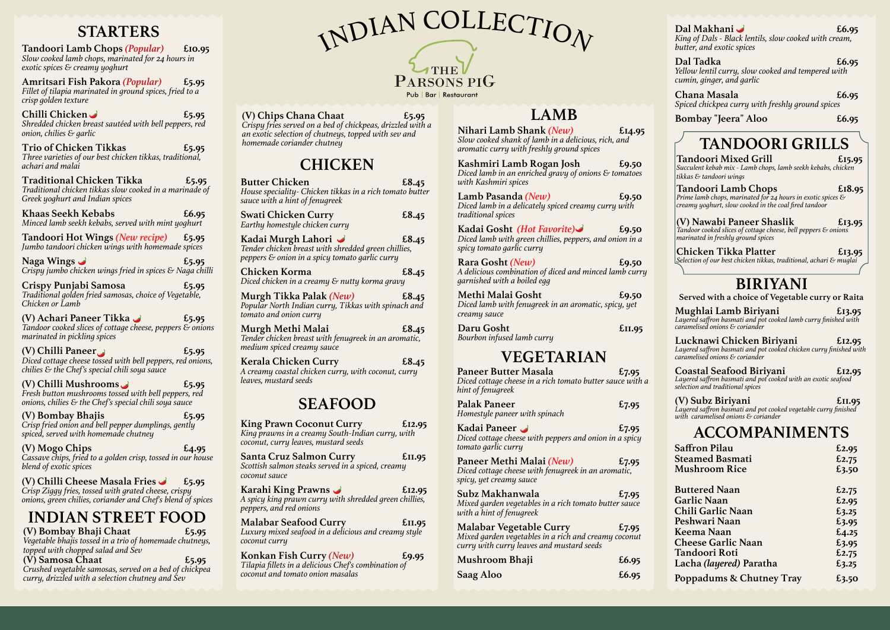# INDIAN COLLECTION

THE PARSONS PIG
Pub | Bar | Restaurant

## STARTERS

**Tandoori Lamb Chops** *(Popular)* £10.95
*Slow cooked lamb chops, marinated for 24 hours in exotic spices & creamy yoghurt*

**Amritsari Fish Pakora** *(Popular)* £5.95
*Fillet of tilapia marinated in ground spices, fried to a crisp golden texture*

**Chilli Chicken** £5.95
*Shredded chicken breast sautéed with bell peppers, red onion, chilies & garlic*

**Trio of Chicken Tikkas** £5.95
*Three varieties of our best chicken tikkas, traditional, achari and malai*

**Traditional Chicken Tikka** £5.95
*Traditional chicken tikkas slow cooked in a marinade of Greek yoghurt and Indian spices*

**Khaas Seekh Kebabs** £6.95
*Minced lamb seekh kebabs, served with mint yoghurt*

**Tandoori Hot Wings** *(New recipe)* £5.95
*Jumbo tandoori chicken wings with homemade spices*

**Naga Wings** £5.95
*Crispy jumbo chicken wings fried in spices & Naga chilli*

**Crispy Punjabi Samosa** £5.95
*Traditional golden fried samosas, choice of Vegetable, Chicken or Lamb*

**(V) Achari Paneer Tikka** £5.95
*Tandoor cooked slices of cottage cheese, peppers & onions marinated in pickling spices*

**(V) Chilli Paneer** £5.95
*Diced cottage cheese tossed with bell peppers, red onions, chilies & the Chef's special chili soya sauce*

**(V) Chilli Mushrooms** £5.95
*Fresh button mushrooms tossed with bell peppers, red onions, chilies & the Chef's special chili soya sauce*

**(V) Bombay Bhajis** £5.95
*Crisp fried onion and bell pepper dumplings, gently spiced, served with homemade chutney*

**(V) Mogo Chips** £4.95
*Cassave chips, fried to a golden crisp, tossed in our house blend of exotic spices*

**(V) Chilli Cheese Masala Fries** £5.95
*Crisp Ziggy fries, tossed with grated cheese, crispy onions, green chilies, coriander and Chef's blend of spices*

## INDIAN STREET FOOD

**(V) Bombay Bhaji Chaat** £5.95
*Vegetable bhajis tossed in a trio of homemade chutneys, topped with chopped salad and Sev*

**(V) Samosa Chaat** £5.95
*Crushed vegetable samosas, served on a bed of chickpea curry, drizzled with a selection chutney and Sev*

**(V) Chips Chana Chaat** £5.95
*Crispy fries served on a bed of chickpeas, drizzled with a an exotic selection of chutneys, topped with sev and homemade coriander chutney*

## CHICKEN

**Butter Chicken** £8.45
*House speciality- Chicken tikkas in a rich tomato butter sauce with a hint of fenugreek*

**Swati Chicken Curry** £8.45
*Earthy homestyle chicken curry*

**Kadai Murgh Lahori** £8.45
*Tender chicken breast with shredded green chillies, peppers & onion in a spicy tomato garlic curry*

**Chicken Korma** £8.45
*Diced chicken in a creamy & nutty korma gravy*

**Murgh Tikka Palak** *(New)* £8.45
*Popular North Indian curry, Tikkas with spinach and tomato and onion curry*

**Murgh Methi Malai** £8.45
*Tender chicken breast with fenugreek in an aromatic, medium spiced creamy sauce*

**Kerala Chicken Curry** £8.45
*A creamy coastal chicken curry, with coconut, curry leaves, mustard seeds*

## SEAFOOD

**King Prawn Coconut Curry** £12.95
*King prawns in a creamy South-Indian curry, with coconut, curry leaves, mustard seeds*

**Santa Cruz Salmon Curry** £11.95
*Scottish salmon steaks served in a spiced, creamy coconut sauce*

**Karahi King Prawns** £12.95
*A spicy king prawn curry with shredded green chillies, peppers, and red onions*

**Malabar Seafood Curry** £11.95
*Luxury mixed seafood in a delicious and creamy style coconut curry*

**Konkan Fish Curry** *(New)* £9.95
*Tilapia fillets in a delicious Chef's combination of coconut and tomato onion masalas*

## LAMB

**Nihari Lamb Shank** *(New)* £14.95
*Slow cooked shank of lamb in a delicious, rich, and aromatic curry with freshly ground spices*

**Kashmiri Lamb Rogan Josh** £9.50
*Diced lamb in an enriched gravy of onions & tomatoes with Kashmiri spices*

**Lamb Pasanda** *(New)* £9.50
*Diced lamb in a delicately spiced creamy curry with traditional spices*

**Kadai Gosht** *(Hot Favorite)* £9.50
*Diced lamb with green chillies, peppers, and onion in a spicy tomato garlic curry*

**Rara Gosht** *(New)* £9.50
*A delicious combination of diced and minced lamb curry garnished with a boiled egg*

**Methi Malai Gosht** £9.50
*Diced lamb with fenugreek in an aromatic, spicy, yet creamy sauce*

**Daru Gosht** £11.95
*Bourbon infused lamb curry*

## VEGETARIAN

**Paneer Butter Masala** £7.95
*Diced cottage cheese in a rich tomato butter sauce with a hint of fenugreek*

**Palak Paneer** £7.95
*Homestyle paneer with spinach*

**Kadai Paneer** £7.95
*Diced cottage cheese with peppers and onion in a spicy tomato garlic curry*

**Paneer Methi Malai** *(New)* £7.95
*Diced cottage cheese with fenugreek in an aromatic, spicy, yet creamy sauce*

**Subz Makhanwala** £7.95
*Mixed garden vegetables in a rich tomato butter sauce with a hint of fenugreek*

**Malabar Vegetable Curry** £7.95
*Mixed garden vegetables in a rich and creamy coconut curry with curry leaves and mustard seeds*

**Mushroom Bhaji** £6.95

**Saag Aloo** £6.95

**Dal Makhani** £6.95
*King of Dals - Black lentils, slow cooked with cream, butter, and exotic spices*

**Dal Tadka** £6.95
*Yellow lentil curry, slow cooked and tempered with cumin, ginger, and garlic*

**Chana Masala** £6.95
*Spiced chickpea curry with freshly ground spices*

**Bombay "Jeera" Aloo** £6.95

## TANDOORI GRILLS

**Tandoori Mixed Grill** £15.95
*Succulent kebab mix - Lamb chops, lamb seekh kebabs, chicken tikkas & tandoori wings*

**Tandoori Lamb Chops** £18.95
*Prime lamb chops, marinated for 24 hours in exotic spices & creamy yoghurt, slow cooked in the coal fired tandoor*

**(V) Nawabi Paneer Shaslik** £13.95
*Tandoor cooked slices of cottage cheese, bell peppers & onions marinated in freshly ground spices*

**Chicken Tikka Platter** £13.95
*Selection of our best chicken tikkas, traditional, achari & muglai*

## BIRIYANI

Served with a choice of Vegetable curry or Raita

**Mughlai Lamb Biriyani** £13.95
*Layered saffron basmati and pot cooked lamb curry finished with caramelised onions & coriander*

**Lucknawi Chicken Biriyani** £12.95
*Layered saffron basmati and pot cooked chicken curry finished with caramelised onions & coriander*

**Coastal Seafood Biriyani** £12.95
*Layered saffron basmati and pot cooked with an exotic seafood selection and traditional spices*

**(V) Subz Biriyani** £11.95
*Layered saffron basmati and pot cooked vegetable curry finished with caramelised onions & coriander*

## ACCOMPANIMENTS

| | |
|---|---|
| Saffron Pilau | £2.95 |
| Steamed Basmati | £2.75 |
| Mushroom Rice | £3.50 |
| Buttered Naan | £2.75 |
| Garlic Naan | £2.95 |
| Chili Garlic Naan | £3.25 |
| Peshwari Naan | £3.95 |
| Keema Naan | £4.25 |
| Cheese Garlic Naan | £3.95 |
| Tandoori Roti | £2.75 |
| Lacha *(layered)* Paratha | £3.25 |
| Poppadums & Chutney Tray | £3.50 |